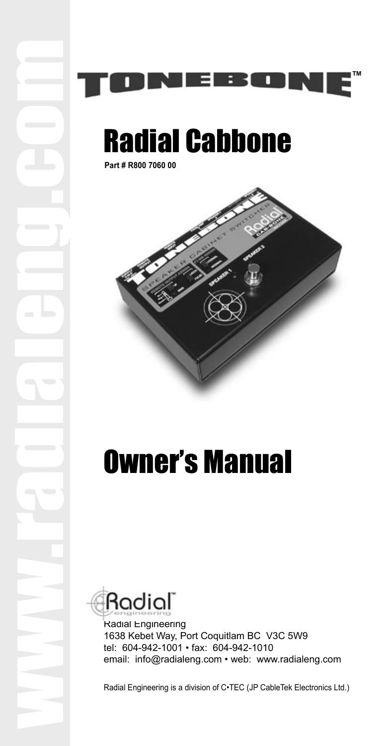# TONEBONE™

# Radial Cabbone

**Part # R800 7060 00**

# Owner's Manual

Radial Engineering
1638 Kebet Way, Port Coquitlam BC V3C 5W9
tel: 604-942-1001 • fax: 604-942-1010
email: info@radialeng.com • web: www.radialeng.com

Radial Engineering is a division of C•TEC (JP CableTek Electronics Ltd.)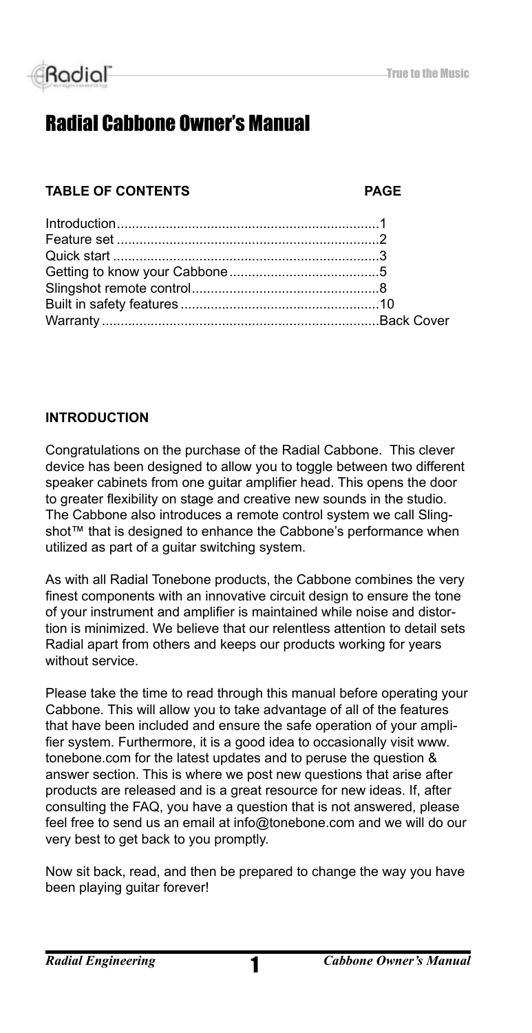# Radial Cabbone Owner's Manual

| TABLE OF CONTENTS | PAGE |
| --- | --- |
| Introduction | 1 |
| Feature set | 2 |
| Quick start | 3 |
| Getting to know your Cabbone | 5 |
| Slingshot remote control | 8 |
| Built in safety features | 10 |
| Warranty | Back Cover |

## INTRODUCTION

Congratulations on the purchase of the Radial Cabbone. This clever device has been designed to allow you to toggle between two different speaker cabinets from one guitar amplifier head. This opens the door to greater flexibility on stage and creative new sounds in the studio. The Cabbone also introduces a remote control system we call Slingshot™ that is designed to enhance the Cabbone's performance when utilized as part of a guitar switching system.

As with all Radial Tonebone products, the Cabbone combines the very finest components with an innovative circuit design to ensure the tone of your instrument and amplifier is maintained while noise and distortion is minimized. We believe that our relentless attention to detail sets Radial apart from others and keeps our products working for years without service.

Please take the time to read through this manual before operating your Cabbone. This will allow you to take advantage of all of the features that have been included and ensure the safe operation of your amplifier system. Furthermore, it is a good idea to occasionally visit www.tonebone.com for the latest updates and to peruse the question & answer section. This is where we post new questions that arise after products are released and is a great resource for new ideas. If, after consulting the FAQ, you have a question that is not answered, please feel free to send us an email at info@tonebone.com and we will do our very best to get back to you promptly.

Now sit back, read, and then be prepared to change the way you have been playing guitar forever!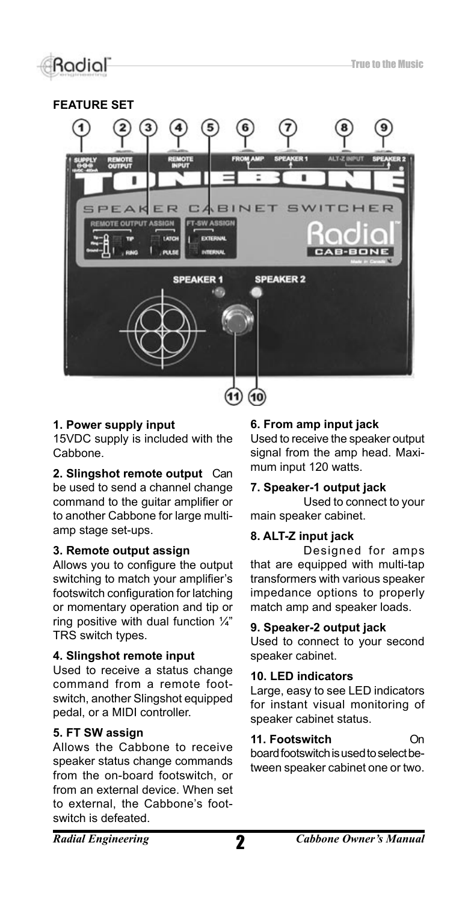## FEATURE SET

**1. Power supply input**
15VDC supply is included with the Cabbone.

**2. Slingshot remote output** Can be used to send a channel change command to the guitar amplifier or to another Cabbone for large multi-amp stage set-ups.

**3. Remote output assign**
Allows you to configure the output switching to match your amplifier's footswitch configuration for latching or momentary operation and tip or ring positive with dual function ¼" TRS switch types.

**4. Slingshot remote input**
Used to receive a status change command from a remote footswitch, another Slingshot equipped pedal, or a MIDI controller.

**5. FT SW assign**
Allows the Cabbone to receive speaker status change commands from the on-board footswitch, or from an external device. When set to external, the Cabbone's footswitch is defeated.

**6. From amp input jack**
Used to receive the speaker output signal from the amp head. Maximum input 120 watts.

**7. Speaker-1 output jack**
Used to connect to your main speaker cabinet.

**8. ALT-Z input jack**
Designed for amps that are equipped with multi-tap transformers with various speaker impedance options to properly match amp and speaker loads.

**9. Speaker-2 output jack**
Used to connect to your second speaker cabinet.

**10. LED indicators**
Large, easy to see LED indicators for instant visual monitoring of speaker cabinet status.

**11. Footswitch** On board footswitch is used to select between speaker cabinet one or two.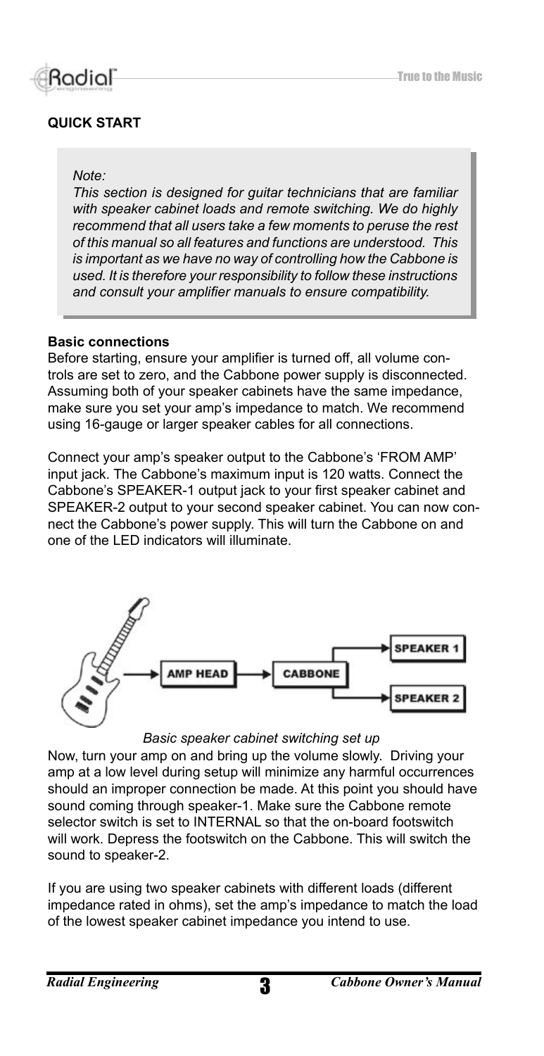## QUICK START

*Note:*
*This section is designed for guitar technicians that are familiar with speaker cabinet loads and remote switching. We do highly recommend that all users take a few moments to peruse the rest of this manual so all features and functions are understood. This is important as we have no way of controlling how the Cabbone is used. It is therefore your responsibility to follow these instructions and consult your amplifier manuals to ensure compatibility.*

**Basic connections**

Before starting, ensure your amplifier is turned off, all volume controls are set to zero, and the Cabbone power supply is disconnected. Assuming both of your speaker cabinets have the same impedance, make sure you set your amp's impedance to match. We recommend using 16-gauge or larger speaker cables for all connections.

Connect your amp's speaker output to the Cabbone's 'FROM AMP' input jack. The Cabbone's maximum input is 120 watts. Connect the Cabbone's SPEAKER-1 output jack to your first speaker cabinet and SPEAKER-2 output to your second speaker cabinet. You can now connect the Cabbone's power supply. This will turn the Cabbone on and one of the LED indicators will illuminate.

AMP HEAD → CABBONE → SPEAKER 1 / SPEAKER 2

*Basic speaker cabinet switching set up*

Now, turn your amp on and bring up the volume slowly. Driving your amp at a low level during setup will minimize any harmful occurrences should an improper connection be made. At this point you should have sound coming through speaker-1. Make sure the Cabbone remote selector switch is set to INTERNAL so that the on-board footswitch will work. Depress the footswitch on the Cabbone. This will switch the sound to speaker-2.

If you are using two speaker cabinets with different loads (different impedance rated in ohms), set the amp's impedance to match the load of the lowest speaker cabinet impedance you intend to use.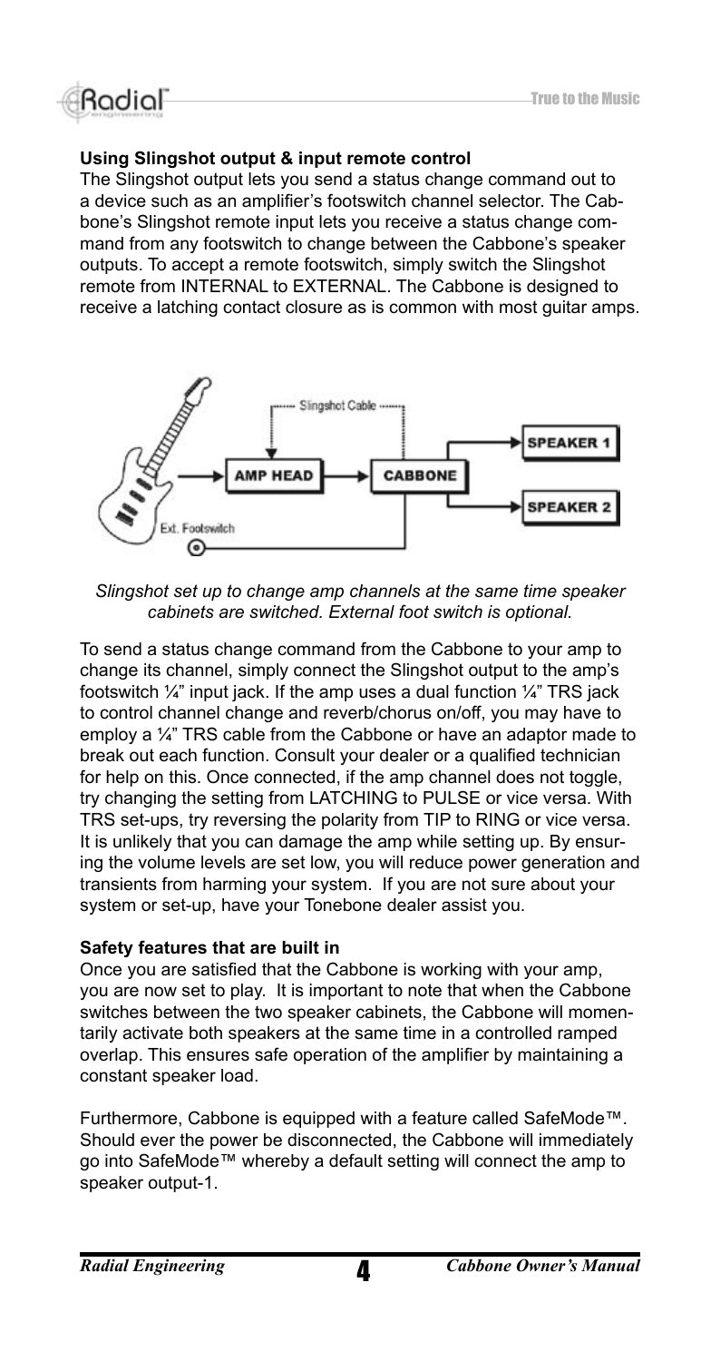### Using Slingshot output & input remote control

The Slingshot output lets you send a status change command out to a device such as an amplifier's footswitch channel selector. The Cabbone's Slingshot remote input lets you receive a status change command from any footswitch to change between the Cabbone's speaker outputs. To accept a remote footswitch, simply switch the Slingshot remote from INTERNAL to EXTERNAL. The Cabbone is designed to receive a latching contact closure as is common with most guitar amps.

*Slingshot set up to change amp channels at the same time speaker cabinets are switched. External foot switch is optional.*

To send a status change command from the Cabbone to your amp to change its channel, simply connect the Slingshot output to the amp's footswitch ¼" input jack. If the amp uses a dual function ¼" TRS jack to control channel change and reverb/chorus on/off, you may have to employ a ¼" TRS cable from the Cabbone or have an adaptor made to break out each function. Consult your dealer or a qualified technician for help on this. Once connected, if the amp channel does not toggle, try changing the setting from LATCHING to PULSE or vice versa. With TRS set-ups, try reversing the polarity from TIP to RING or vice versa. It is unlikely that you can damage the amp while setting up. By ensuring the volume levels are set low, you will reduce power generation and transients from harming your system. If you are not sure about your system or set-up, have your Tonebone dealer assist you.

### Safety features that are built in

Once you are satisfied that the Cabbone is working with your amp, you are now set to play. It is important to note that when the Cabbone switches between the two speaker cabinets, the Cabbone will momentarily activate both speakers at the same time in a controlled ramped overlap. This ensures safe operation of the amplifier by maintaining a constant speaker load.

Furthermore, Cabbone is equipped with a feature called SafeMode™. Should ever the power be disconnected, the Cabbone will immediately go into SafeMode™ whereby a default setting will connect the amp to speaker output-1.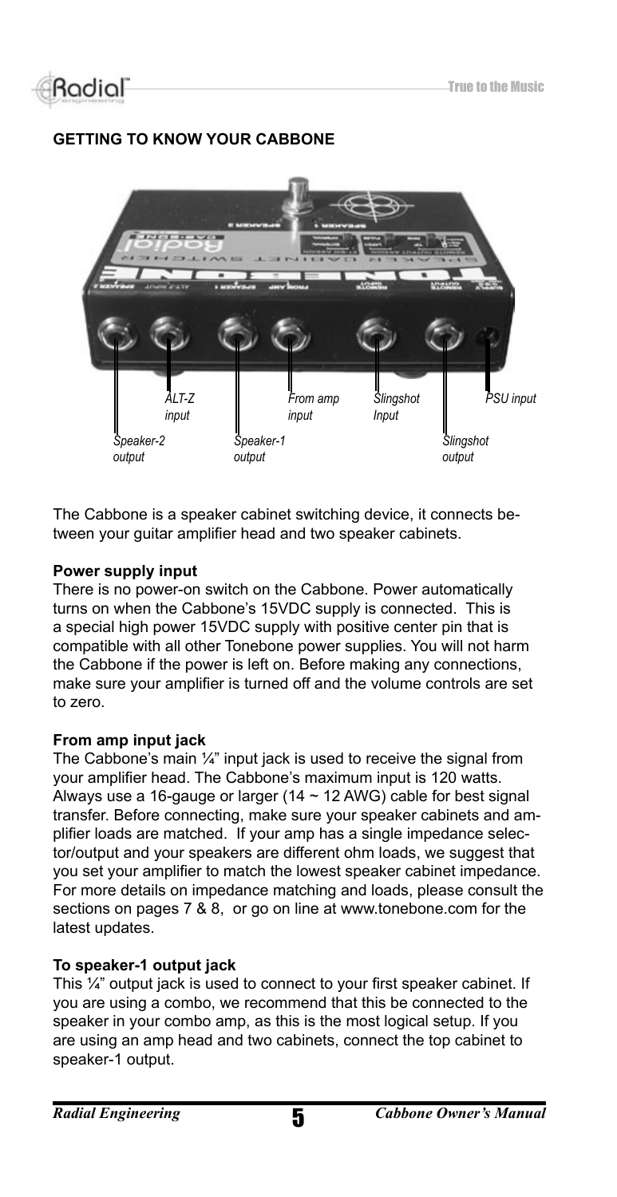**GETTING TO KNOW YOUR CABBONE**

ALT-Z input

From amp input

Slingshot Input

PSU input

Speaker-2 output

Speaker-1 output

Slingshot output

The Cabbone is a speaker cabinet switching device, it connects between your guitar amplifier head and two speaker cabinets.

**Power supply input**

There is no power-on switch on the Cabbone. Power automatically turns on when the Cabbone's 15VDC supply is connected. This is a special high power 15VDC supply with positive center pin that is compatible with all other Tonebone power supplies. You will not harm the Cabbone if the power is left on. Before making any connections, make sure your amplifier is turned off and the volume controls are set to zero.

**From amp input jack**

The Cabbone's main ¼" input jack is used to receive the signal from your amplifier head. The Cabbone's maximum input is 120 watts. Always use a 16-gauge or larger (14 ~ 12 AWG) cable for best signal transfer. Before connecting, make sure your speaker cabinets and amplifier loads are matched. If your amp has a single impedance selector/output and your speakers are different ohm loads, we suggest that you set your amplifier to match the lowest speaker cabinet impedance. For more details on impedance matching and loads, please consult the sections on pages 7 & 8, or go on line at www.tonebone.com for the latest updates.

**To speaker-1 output jack**

This ¼" output jack is used to connect to your first speaker cabinet. If you are using a combo, we recommend that this be connected to the speaker in your combo amp, as this is the most logical setup. If you are using an amp head and two cabinets, connect the top cabinet to speaker-1 output.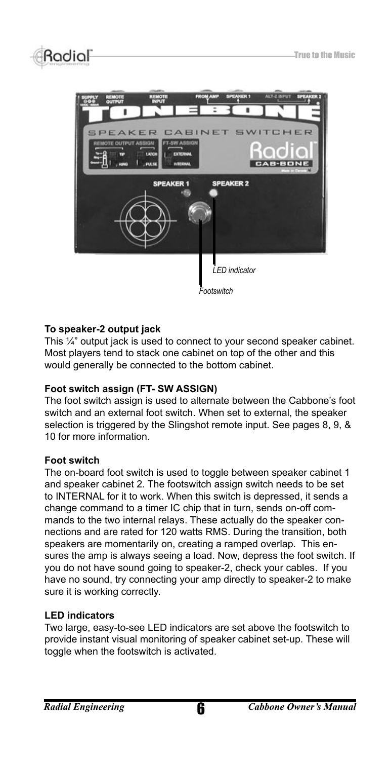LED indicator

Footswitch

**To speaker-2 output jack**

This ¼" output jack is used to connect to your second speaker cabinet. Most players tend to stack one cabinet on top of the other and this would generally be connected to the bottom cabinet.

**Foot switch assign (FT- SW ASSIGN)**

The foot switch assign is used to alternate between the Cabbone's foot switch and an external foot switch. When set to external, the speaker selection is triggered by the Slingshot remote input. See pages 8, 9, & 10 for more information.

**Foot switch**

The on-board foot switch is used to toggle between speaker cabinet 1 and speaker cabinet 2. The footswitch assign switch needs to be set to INTERNAL for it to work. When this switch is depressed, it sends a change command to a timer IC chip that in turn, sends on-off commands to the two internal relays. These actually do the speaker connections and are rated for 120 watts RMS. During the transition, both speakers are momentarily on, creating a ramped overlap. This ensures the amp is always seeing a load. Now, depress the foot switch. If you do not have sound going to speaker-2, check your cables. If you have no sound, try connecting your amp directly to speaker-2 to make sure it is working correctly.

**LED indicators**

Two large, easy-to-see LED indicators are set above the footswitch to provide instant visual monitoring of speaker cabinet set-up. These will toggle when the footswitch is activated.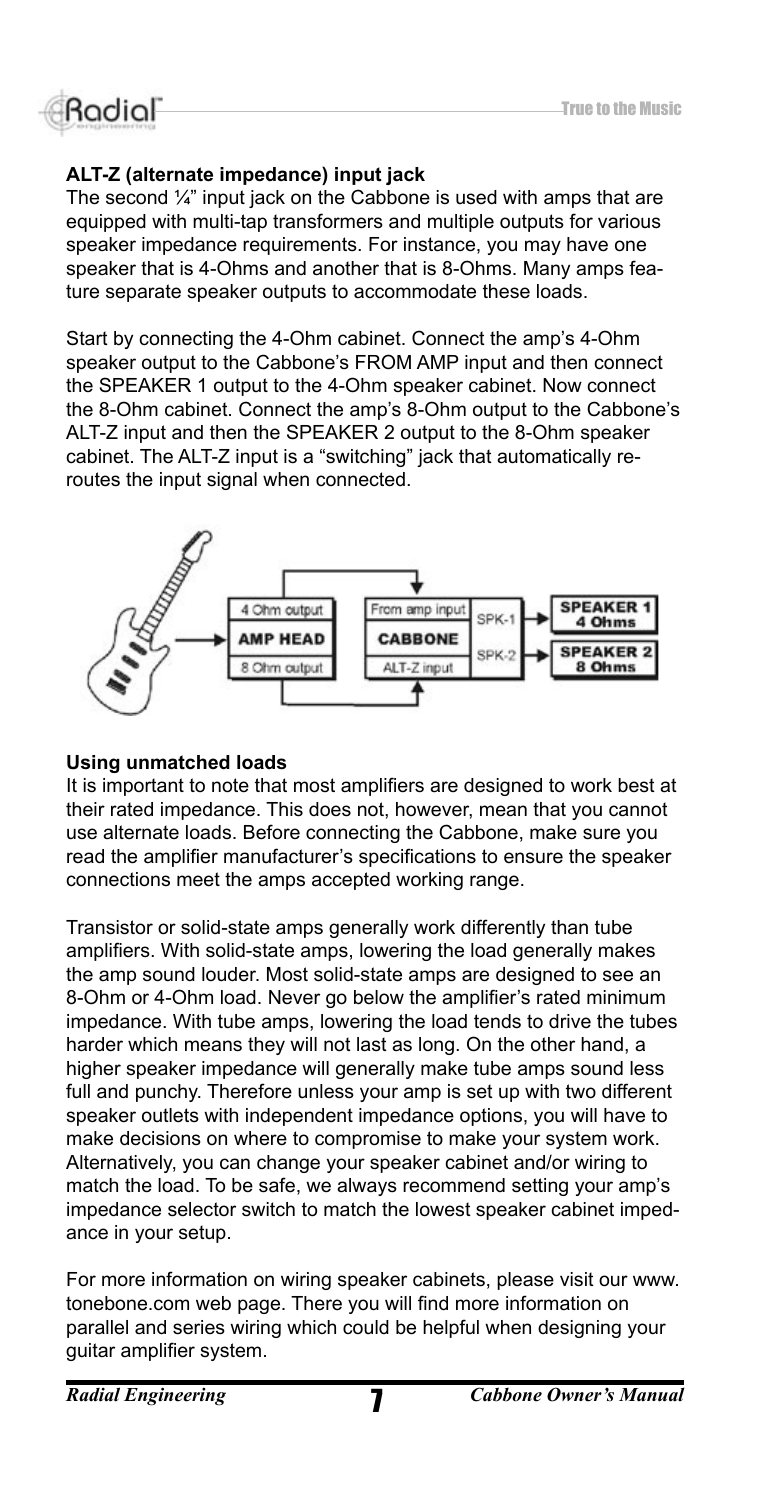### ALT-Z (alternate impedance) input jack

The second ¼" input jack on the Cabbone is used with amps that are equipped with multi-tap transformers and multiple outputs for various speaker impedance requirements. For instance, you may have one speaker that is 4-Ohms and another that is 8-Ohms. Many amps feature separate speaker outputs to accommodate these loads.

Start by connecting the 4-Ohm cabinet. Connect the amp's 4-Ohm speaker output to the Cabbone's FROM AMP input and then connect the SPEAKER 1 output to the 4-Ohm speaker cabinet. Now connect the 8-Ohm cabinet. Connect the amp's 8-Ohm output to the Cabbone's ALT-Z input and then the SPEAKER 2 output to the 8-Ohm speaker cabinet. The ALT-Z input is a "switching" jack that automatically re-routes the input signal when connected.

### Using unmatched loads

It is important to note that most amplifiers are designed to work best at their rated impedance. This does not, however, mean that you cannot use alternate loads. Before connecting the Cabbone, make sure you read the amplifier manufacturer's specifications to ensure the speaker connections meet the amps accepted working range.

Transistor or solid-state amps generally work differently than tube amplifiers. With solid-state amps, lowering the load generally makes the amp sound louder. Most solid-state amps are designed to see an 8-Ohm or 4-Ohm load. Never go below the amplifier's rated minimum impedance. With tube amps, lowering the load tends to drive the tubes harder which means they will not last as long. On the other hand, a higher speaker impedance will generally make tube amps sound less full and punchy. Therefore unless your amp is set up with two different speaker outlets with independent impedance options, you will have to make decisions on where to compromise to make your system work. Alternatively, you can change your speaker cabinet and/or wiring to match the load. To be safe, we always recommend setting your amp's impedance selector switch to match the lowest speaker cabinet impedance in your setup.

For more information on wiring speaker cabinets, please visit our www.tonebone.com web page. There you will find more information on parallel and series wiring which could be helpful when designing your guitar amplifier system.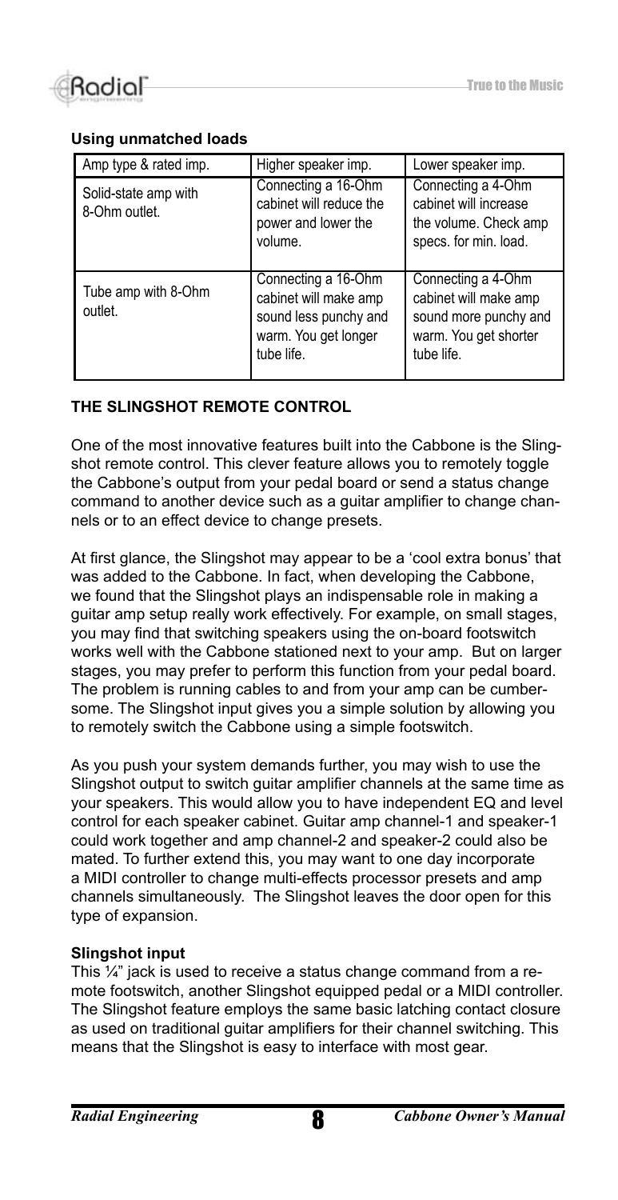#### Using unmatched loads

| Amp type & rated imp. | Higher speaker imp. | Lower speaker imp. |
|---|---|---|
| Solid-state amp with 8-Ohm outlet. | Connecting a 16-Ohm cabinet will reduce the power and lower the volume. | Connecting a 4-Ohm cabinet will increase the volume. Check amp specs. for min. load. |
| Tube amp with 8-Ohm outlet. | Connecting a 16-Ohm cabinet will make amp sound less punchy and warm. You get longer tube life. | Connecting a 4-Ohm cabinet will make amp sound more punchy and warm. You get shorter tube life. |

## THE SLINGSHOT REMOTE CONTROL

One of the most innovative features built into the Cabbone is the Slingshot remote control. This clever feature allows you to remotely toggle the Cabbone's output from your pedal board or send a status change command to another device such as a guitar amplifier to change channels or to an effect device to change presets.

At first glance, the Slingshot may appear to be a 'cool extra bonus' that was added to the Cabbone. In fact, when developing the Cabbone, we found that the Slingshot plays an indispensable role in making a guitar amp setup really work effectively. For example, on small stages, you may find that switching speakers using the on-board footswitch works well with the Cabbone stationed next to your amp. But on larger stages, you may prefer to perform this function from your pedal board. The problem is running cables to and from your amp can be cumbersome. The Slingshot input gives you a simple solution by allowing you to remotely switch the Cabbone using a simple footswitch.

As you push your system demands further, you may wish to use the Slingshot output to switch guitar amplifier channels at the same time as your speakers. This would allow you to have independent EQ and level control for each speaker cabinet. Guitar amp channel-1 and speaker-1 could work together and amp channel-2 and speaker-2 could also be mated. To further extend this, you may want to one day incorporate a MIDI controller to change multi-effects processor presets and amp channels simultaneously. The Slingshot leaves the door open for this type of expansion.

#### Slingshot input

This ¼" jack is used to receive a status change command from a remote footswitch, another Slingshot equipped pedal or a MIDI controller. The Slingshot feature employs the same basic latching contact closure as used on traditional guitar amplifiers for their channel switching. This means that the Slingshot is easy to interface with most gear.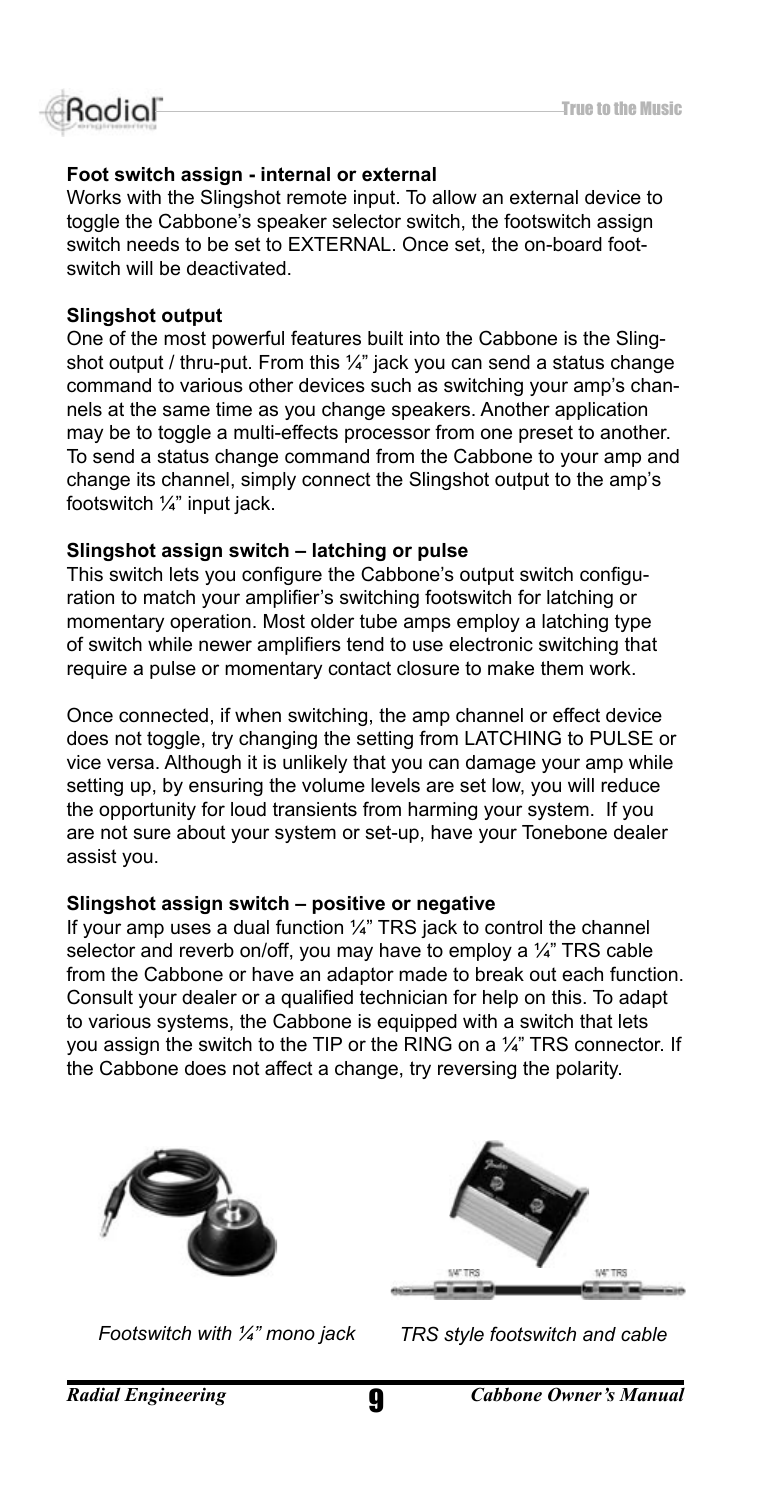**Foot switch assign - internal or external**

Works with the Slingshot remote input. To allow an external device to toggle the Cabbone's speaker selector switch, the footswitch assign switch needs to be set to EXTERNAL. Once set, the on-board footswitch will be deactivated.

**Slingshot output**

One of the most powerful features built into the Cabbone is the Slingshot output / thru-put. From this ¼" jack you can send a status change command to various other devices such as switching your amp's channels at the same time as you change speakers. Another application may be to toggle a multi-effects processor from one preset to another. To send a status change command from the Cabbone to your amp and change its channel, simply connect the Slingshot output to the amp's footswitch ¼" input jack.

**Slingshot assign switch – latching or pulse**

This switch lets you configure the Cabbone's output switch configuration to match your amplifier's switching footswitch for latching or momentary operation. Most older tube amps employ a latching type of switch while newer amplifiers tend to use electronic switching that require a pulse or momentary contact closure to make them work.

Once connected, if when switching, the amp channel or effect device does not toggle, try changing the setting from LATCHING to PULSE or vice versa. Although it is unlikely that you can damage your amp while setting up, by ensuring the volume levels are set low, you will reduce the opportunity for loud transients from harming your system. If you are not sure about your system or set-up, have your Tonebone dealer assist you.

**Slingshot assign switch – positive or negative**

If your amp uses a dual function ¼" TRS jack to control the channel selector and reverb on/off, you may have to employ a ¼" TRS cable from the Cabbone or have an adaptor made to break out each function. Consult your dealer or a qualified technician for help on this. To adapt to various systems, the Cabbone is equipped with a switch that lets you assign the switch to the TIP or the RING on a ¼" TRS connector. If the Cabbone does not affect a change, try reversing the polarity.

*Footswitch with ¼" mono jack*

*TRS style footswitch and cable*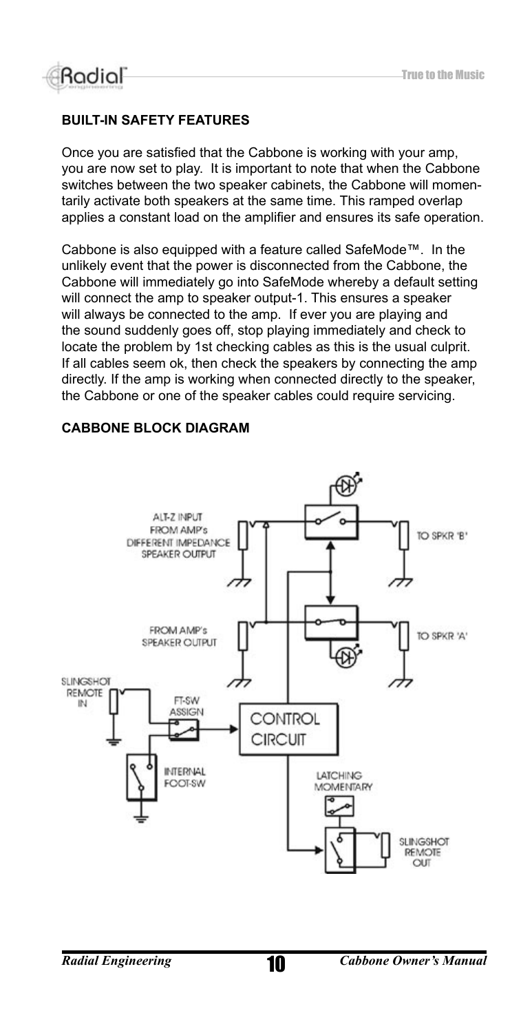## BUILT-IN SAFETY FEATURES

Once you are satisfied that the Cabbone is working with your amp, you are now set to play. It is important to note that when the Cabbone switches between the two speaker cabinets, the Cabbone will momentarily activate both speakers at the same time. This ramped overlap applies a constant load on the amplifier and ensures its safe operation.

Cabbone is also equipped with a feature called SafeMode™. In the unlikely event that the power is disconnected from the Cabbone, the Cabbone will immediately go into SafeMode whereby a default setting will connect the amp to speaker output-1. This ensures a speaker will always be connected to the amp. If ever you are playing and the sound suddenly goes off, stop playing immediately and check to locate the problem by 1st checking cables as this is the usual culprit. If all cables seem ok, then check the speakers by connecting the amp directly. If the amp is working when connected directly to the speaker, the Cabbone or one of the speaker cables could require servicing.

## CABBONE BLOCK DIAGRAM

ALT-Z INPUT FROM AMP's DIFFERENT IMPEDANCE SPEAKER OUTPUT

TO SPKR 'B'

FROM AMP's SPEAKER OUTPUT

TO SPKR 'A'

SLINGSHOT REMOTE IN

FT-SW ASSIGN

CONTROL CIRCUIT

INTERNAL FOOT-SW

LATCHING MOMENTARY

SLINGSHOT REMOTE OUT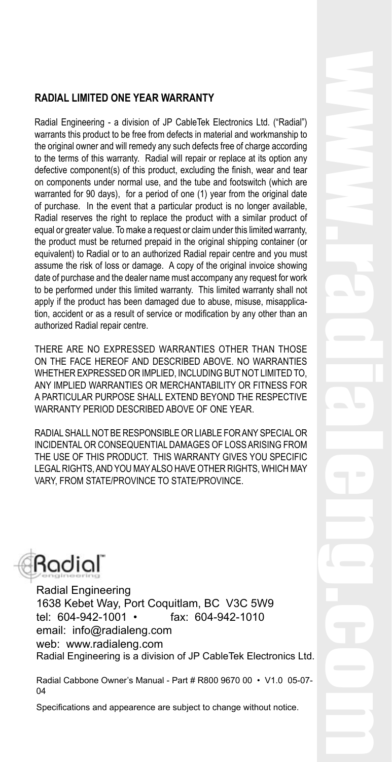## RADIAL LIMITED ONE YEAR WARRANTY

Radial Engineering - a division of JP CableTek Electronics Ltd. ("Radial") warrants this product to be free from defects in material and workmanship to the original owner and will remedy any such defects free of charge according to the terms of this warranty. Radial will repair or replace at its option any defective component(s) of this product, excluding the finish, wear and tear on components under normal use, and the tube and footswitch (which are warranted for 90 days), for a period of one (1) year from the original date of purchase. In the event that a particular product is no longer available, Radial reserves the right to replace the product with a similar product of equal or greater value. To make a request or claim under this limited warranty, the product must be returned prepaid in the original shipping container (or equivalent) to Radial or to an authorized Radial repair centre and you must assume the risk of loss or damage. A copy of the original invoice showing date of purchase and the dealer name must accompany any request for work to be performed under this limited warranty. This limited warranty shall not apply if the product has been damaged due to abuse, misuse, misapplication, accident or as a result of service or modification by any other than an authorized Radial repair centre.

THERE ARE NO EXPRESSED WARRANTIES OTHER THAN THOSE ON THE FACE HEREOF AND DESCRIBED ABOVE. NO WARRANTIES WHETHER EXPRESSED OR IMPLIED, INCLUDING BUT NOT LIMITED TO, ANY IMPLIED WARRANTIES OR MERCHANTABILITY OR FITNESS FOR A PARTICULAR PURPOSE SHALL EXTEND BEYOND THE RESPECTIVE WARRANTY PERIOD DESCRIBED ABOVE OF ONE YEAR.

RADIAL SHALL NOT BE RESPONSIBLE OR LIABLE FOR ANY SPECIAL OR INCIDENTAL OR CONSEQUENTIAL DAMAGES OF LOSS ARISING FROM THE USE OF THIS PRODUCT. THIS WARRANTY GIVES YOU SPECIFIC LEGAL RIGHTS, AND YOU MAY ALSO HAVE OTHER RIGHTS, WHICH MAY VARY, FROM STATE/PROVINCE TO STATE/PROVINCE.

Radial™ engineering

Radial Engineering
1638 Kebet Way, Port Coquitlam, BC V3C 5W9
tel: 604-942-1001 • fax: 604-942-1010
email: info@radialeng.com
web: www.radialeng.com
Radial Engineering is a division of JP CableTek Electronics Ltd.

Radial Cabbone Owner's Manual - Part # R800 9670 00 • V1.0 05-07-04

Specifications and appearence are subject to change without notice.

www.radialeng.com